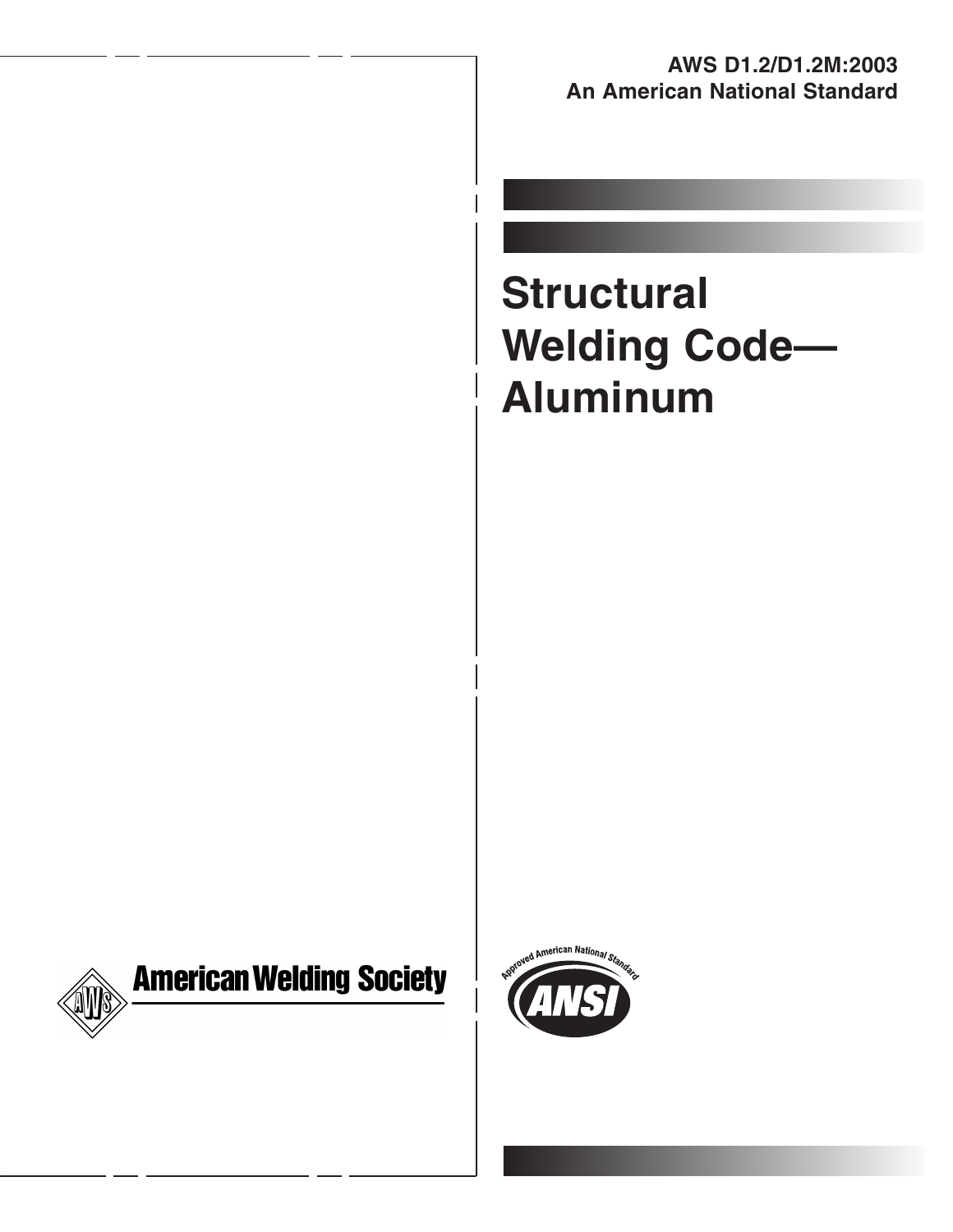**AWS D1.2/D1.2M:2003**
**An American National Standard**

# Structural Welding Code— Aluminum

American Welding Society

Approved American National Standard

ANSI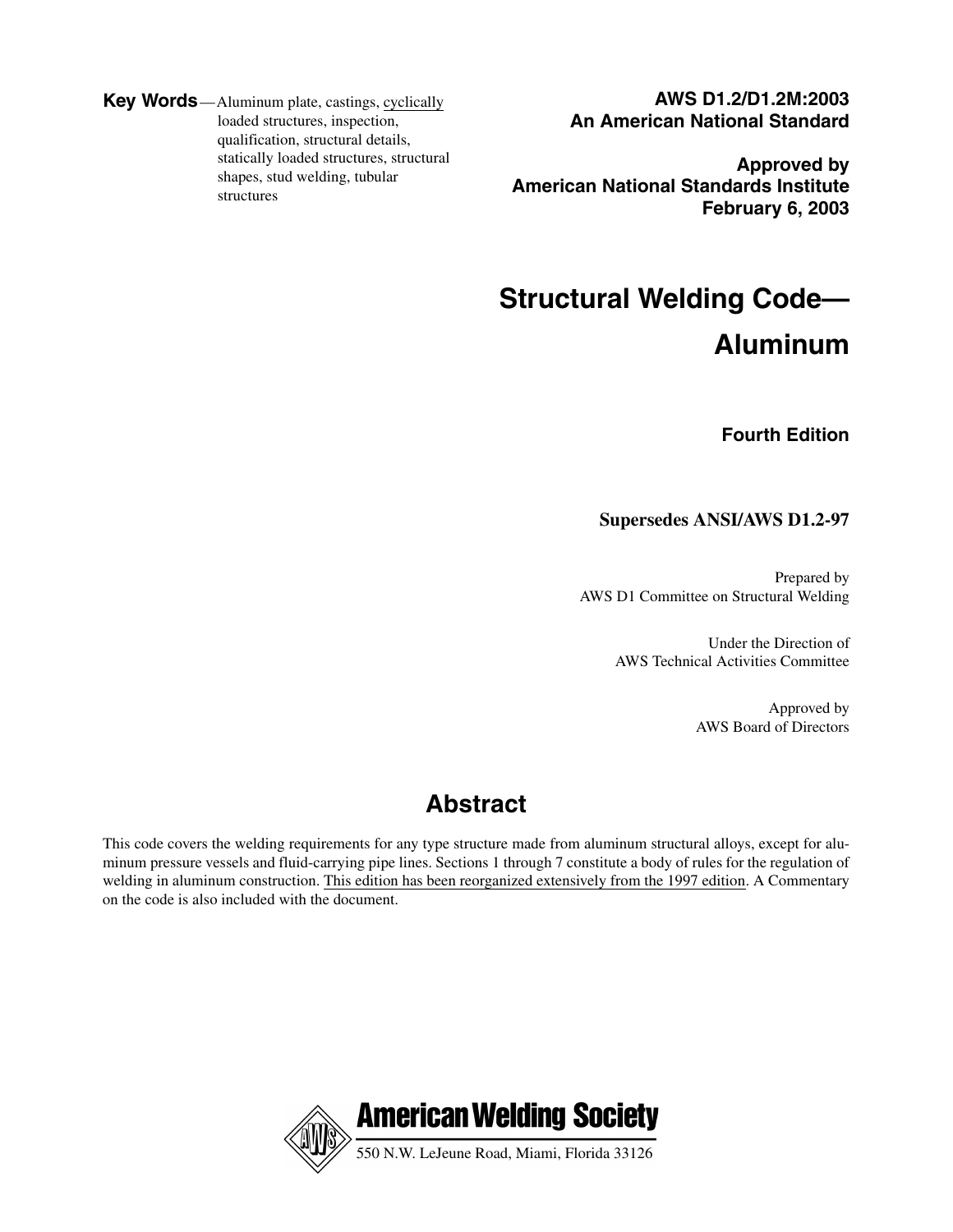**Key Words**—Aluminum plate, castings, cyclically loaded structures, inspection, qualification, structural details, statically loaded structures, structural shapes, stud welding, tubular structures

**AWS D1.2/D1.2M:2003**
**An American National Standard**

**Approved by**
**American National Standards Institute**
**February 6, 2003**

# Structural Welding Code— Aluminum

**Fourth Edition**

**Supersedes ANSI/AWS D1.2-97**

Prepared by
AWS D1 Committee on Structural Welding

Under the Direction of
AWS Technical Activities Committee

Approved by
AWS Board of Directors

## Abstract

This code covers the welding requirements for any type structure made from aluminum structural alloys, except for aluminum pressure vessels and fluid-carrying pipe lines. Sections 1 through 7 constitute a body of rules for the regulation of welding in aluminum construction. This edition has been reorganized extensively from the 1997 edition. A Commentary on the code is also included with the document.

**American Welding Society**
550 N.W. LeJeune Road, Miami, Florida 33126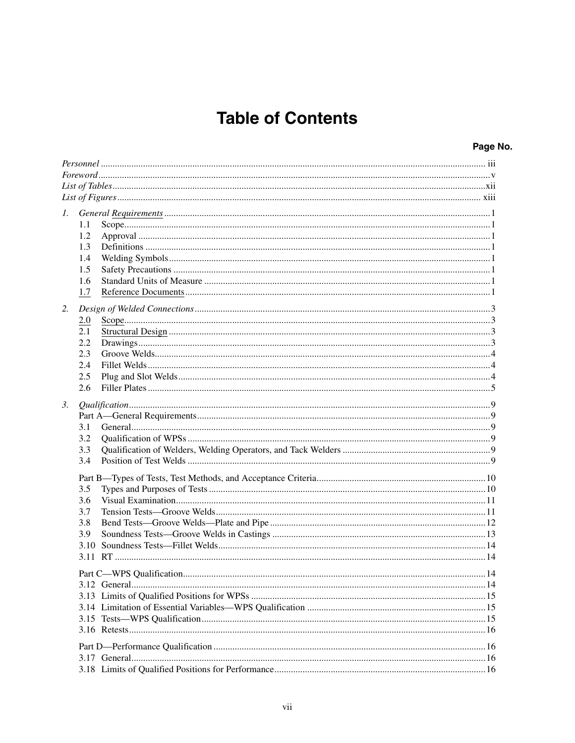# Table of Contents

**Page No.**

*Personnel* ..... iii
*Foreword* ..... v
*List of Tables* ..... xii
*List of Figures* ..... xiii

1. *General Requirements* ..... 1
   - 1.1 Scope ..... 1
   - 1.2 Approval ..... 1
   - 1.3 Definitions ..... 1
   - 1.4 Welding Symbols ..... 1
   - 1.5 Safety Precautions ..... 1
   - 1.6 Standard Units of Measure ..... 1
   - 1.7 Reference Documents ..... 1

2. *Design of Welded Connections* ..... 3
   - 2.0 Scope ..... 3
   - 2.1 Structural Design ..... 3
   - 2.2 Drawings ..... 3
   - 2.3 Groove Welds ..... 4
   - 2.4 Fillet Welds ..... 4
   - 2.5 Plug and Slot Welds ..... 4
   - 2.6 Filler Plates ..... 5

3. *Qualification* ..... 9
   - Part A—General Requirements ..... 9
     - 3.1 General ..... 9
     - 3.2 Qualification of WPSs ..... 9
     - 3.3 Qualification of Welders, Welding Operators, and Tack Welders ..... 9
     - 3.4 Position of Test Welds ..... 9
   - Part B—Types of Tests, Test Methods, and Acceptance Criteria ..... 10
     - 3.5 Types and Purposes of Tests ..... 10
     - 3.6 Visual Examination ..... 11
     - 3.7 Tension Tests—Groove Welds ..... 11
     - 3.8 Bend Tests—Groove Welds—Plate and Pipe ..... 12
     - 3.9 Soundness Tests—Groove Welds in Castings ..... 13
     - 3.10 Soundness Tests—Fillet Welds ..... 14
     - 3.11 RT ..... 14
   - Part C—WPS Qualification ..... 14
     - 3.12 General ..... 14
     - 3.13 Limits of Qualified Positions for WPSs ..... 15
     - 3.14 Limitation of Essential Variables—WPS Qualification ..... 15
     - 3.15 Tests—WPS Qualification ..... 15
     - 3.16 Retests ..... 16
   - Part D—Performance Qualification ..... 16
     - 3.17 General ..... 16
     - 3.18 Limits of Qualified Positions for Performance ..... 16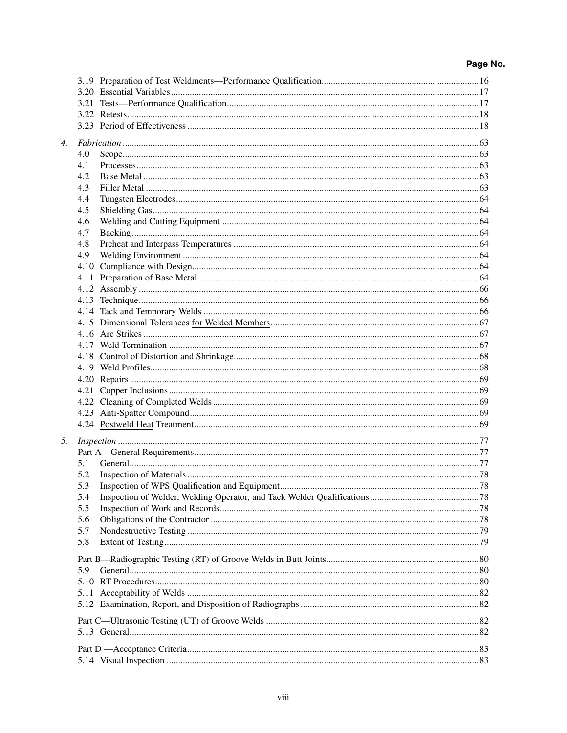Page No.

3.19 Preparation of Test Weldments—Performance Qualification....16
3.20 Essential Variables....17
3.21 Tests—Performance Qualification....17
3.22 Retests....18
3.23 Period of Effectiveness....18

4. *Fabrication*....63
4.0 Scope....63
4.1 Processes....63
4.2 Base Metal....63
4.3 Filler Metal....63
4.4 Tungsten Electrodes....64
4.5 Shielding Gas....64
4.6 Welding and Cutting Equipment....64
4.7 Backing....64
4.8 Preheat and Interpass Temperatures....64
4.9 Welding Environment....64
4.10 Compliance with Design....64
4.11 Preparation of Base Metal....64
4.12 Assembly....66
4.13 Technique....66
4.14 Tack and Temporary Welds....66
4.15 Dimensional Tolerances for Welded Members....67
4.16 Arc Strikes....67
4.17 Weld Termination....67
4.18 Control of Distortion and Shrinkage....68
4.19 Weld Profiles....68
4.20 Repairs....69
4.21 Copper Inclusions....69
4.22 Cleaning of Completed Welds....69
4.23 Anti-Spatter Compound....69
4.24 Postweld Heat Treatment....69

5. *Inspection*....77
Part A—General Requirements....77
5.1 General....77
5.2 Inspection of Materials....78
5.3 Inspection of WPS Qualification and Equipment....78
5.4 Inspection of Welder, Welding Operator, and Tack Welder Qualifications....78
5.5 Inspection of Work and Records....78
5.6 Obligations of the Contractor....78
5.7 Nondestructive Testing....79
5.8 Extent of Testing....79

Part B—Radiographic Testing (RT) of Groove Welds in Butt Joints....80
5.9 General....80
5.10 RT Procedures....80
5.11 Acceptability of Welds....82
5.12 Examination, Report, and Disposition of Radiographs....82

Part C—Ultrasonic Testing (UT) of Groove Welds....82
5.13 General....82

Part D —Acceptance Criteria....83
5.14 Visual Inspection....83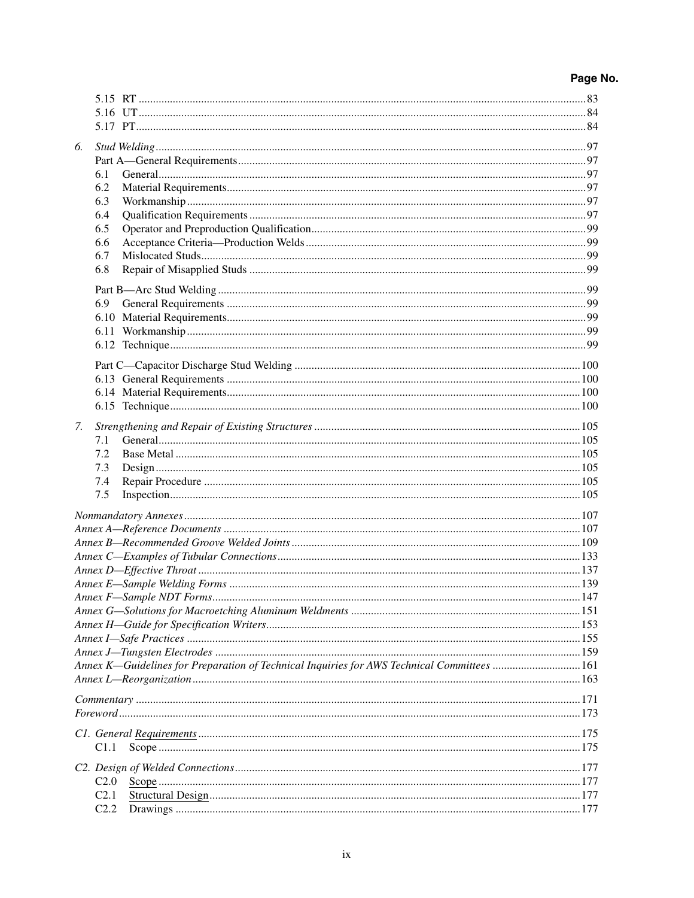Page No.

5.15 RT ...83
5.16 UT ...84
5.17 PT ...84

6. *Stud Welding* ...97
Part A—General Requirements ...97
6.1 General ...97
6.2 Material Requirements ...97
6.3 Workmanship ...97
6.4 Qualification Requirements ...97
6.5 Operator and Preproduction Qualification ...99
6.6 Acceptance Criteria—Production Welds ...99
6.7 Mislocated Studs ...99
6.8 Repair of Misapplied Studs ...99

Part B—Arc Stud Welding ...99
6.9 General Requirements ...99
6.10 Material Requirements ...99
6.11 Workmanship ...99
6.12 Technique ...99

Part C—Capacitor Discharge Stud Welding ...100
6.13 General Requirements ...100
6.14 Material Requirements ...100
6.15 Technique ...100

7. *Strengthening and Repair of Existing Structures* ...105
7.1 General ...105
7.2 Base Metal ...105
7.3 Design ...105
7.4 Repair Procedure ...105
7.5 Inspection ...105

*Nonmandatory Annexes* ...107
*Annex A—Reference Documents* ...107
*Annex B—Recommended Groove Welded Joints* ...109
*Annex C—Examples of Tubular Connections* ...133
*Annex D—Effective Throat* ...137
*Annex E—Sample Welding Forms* ...139
*Annex F—Sample NDT Forms* ...147
*Annex G—Solutions for Macroetching Aluminum Weldments* ...151
*Annex H—Guide for Specification Writers* ...153
*Annex I—Safe Practices* ...155
*Annex J—Tungsten Electrodes* ...159
*Annex K—Guidelines for Preparation of Technical Inquiries for AWS Technical Committees* ...161
*Annex L—Reorganization* ...163

*Commentary* ...171
*Foreword* ...173

*C1. General Requirements* ...175
C1.1 Scope ...175

*C2. Design of Welded Connections* ...177
C2.0 Scope ...177
C2.1 Structural Design ...177
C2.2 Drawings ...177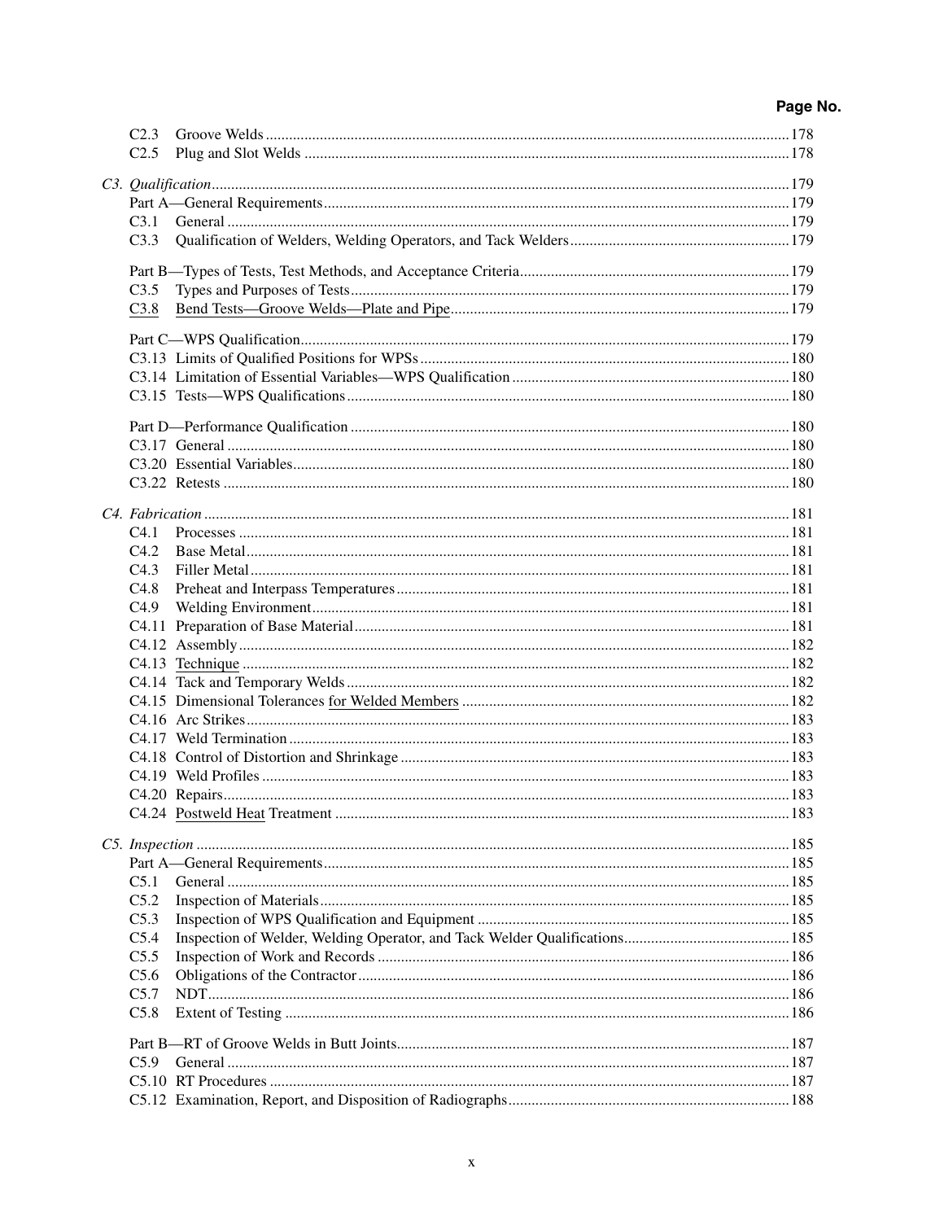| | Page No. |
|---|---|
| C2.3 Groove Welds | 178 |
| C2.5 Plug and Slot Welds | 178 |
| *C3. Qualification* | 179 |
| Part A—General Requirements | 179 |
| C3.1 General | 179 |
| C3.3 Qualification of Welders, Welding Operators, and Tack Welders | 179 |
| Part B—Types of Tests, Test Methods, and Acceptance Criteria | 179 |
| C3.5 Types and Purposes of Tests | 179 |
| C3.8 Bend Tests—Groove Welds—Plate and Pipe | 179 |
| Part C—WPS Qualification | 179 |
| C3.13 Limits of Qualified Positions for WPSs | 180 |
| C3.14 Limitation of Essential Variables—WPS Qualification | 180 |
| C3.15 Tests—WPS Qualifications | 180 |
| Part D—Performance Qualification | 180 |
| C3.17 General | 180 |
| C3.20 Essential Variables | 180 |
| C3.22 Retests | 180 |
| *C4. Fabrication* | 181 |
| C4.1 Processes | 181 |
| C4.2 Base Metal | 181 |
| C4.3 Filler Metal | 181 |
| C4.8 Preheat and Interpass Temperatures | 181 |
| C4.9 Welding Environment | 181 |
| C4.11 Preparation of Base Material | 181 |
| C4.12 Assembly | 182 |
| C4.13 Technique | 182 |
| C4.14 Tack and Temporary Welds | 182 |
| C4.15 Dimensional Tolerances for Welded Members | 182 |
| C4.16 Arc Strikes | 183 |
| C4.17 Weld Termination | 183 |
| C4.18 Control of Distortion and Shrinkage | 183 |
| C4.19 Weld Profiles | 183 |
| C4.20 Repairs | 183 |
| C4.24 Postweld Heat Treatment | 183 |
| *C5. Inspection* | 185 |
| Part A—General Requirements | 185 |
| C5.1 General | 185 |
| C5.2 Inspection of Materials | 185 |
| C5.3 Inspection of WPS Qualification and Equipment | 185 |
| C5.4 Inspection of Welder, Welding Operator, and Tack Welder Qualifications | 185 |
| C5.5 Inspection of Work and Records | 186 |
| C5.6 Obligations of the Contractor | 186 |
| C5.7 NDT | 186 |
| C5.8 Extent of Testing | 186 |
| Part B—RT of Groove Welds in Butt Joints | 187 |
| C5.9 General | 187 |
| C5.10 RT Procedures | 187 |
| C5.12 Examination, Report, and Disposition of Radiographs | 188 |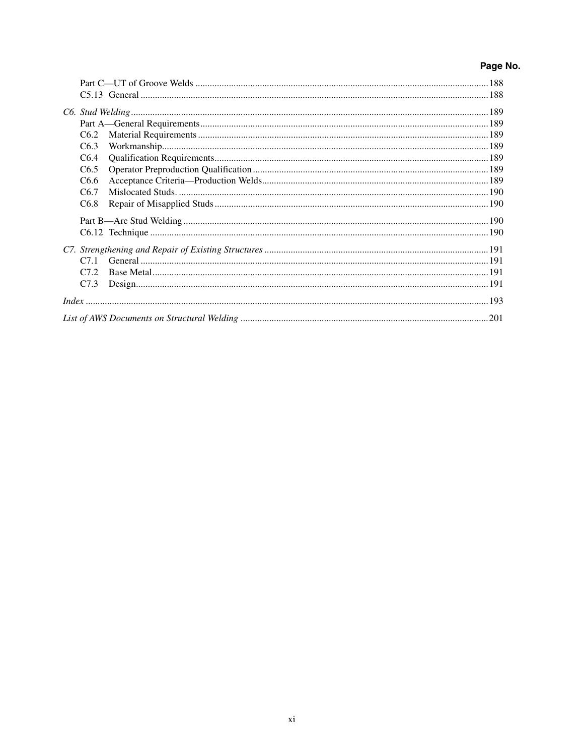| | Page No. |
|---|---|
| Part C—UT of Groove Welds | 188 |
| C5.13 General | 188 |
| *C6. Stud Welding* | 189 |
| Part A—General Requirements | 189 |
| C6.2 Material Requirements | 189 |
| C6.3 Workmanship | 189 |
| C6.4 Qualification Requirements | 189 |
| C6.5 Operator Preproduction Qualification | 189 |
| C6.6 Acceptance Criteria—Production Welds | 189 |
| C6.7 Mislocated Studs. | 190 |
| C6.8 Repair of Misapplied Studs | 190 |
| Part B—Arc Stud Welding | 190 |
| C6.12 Technique | 190 |
| *C7. Strengthening and Repair of Existing Structures* | 191 |
| C7.1 General | 191 |
| C7.2 Base Metal | 191 |
| C7.3 Design | 191 |
| *Index* | 193 |
| *List of AWS Documents on Structural Welding* | 201 |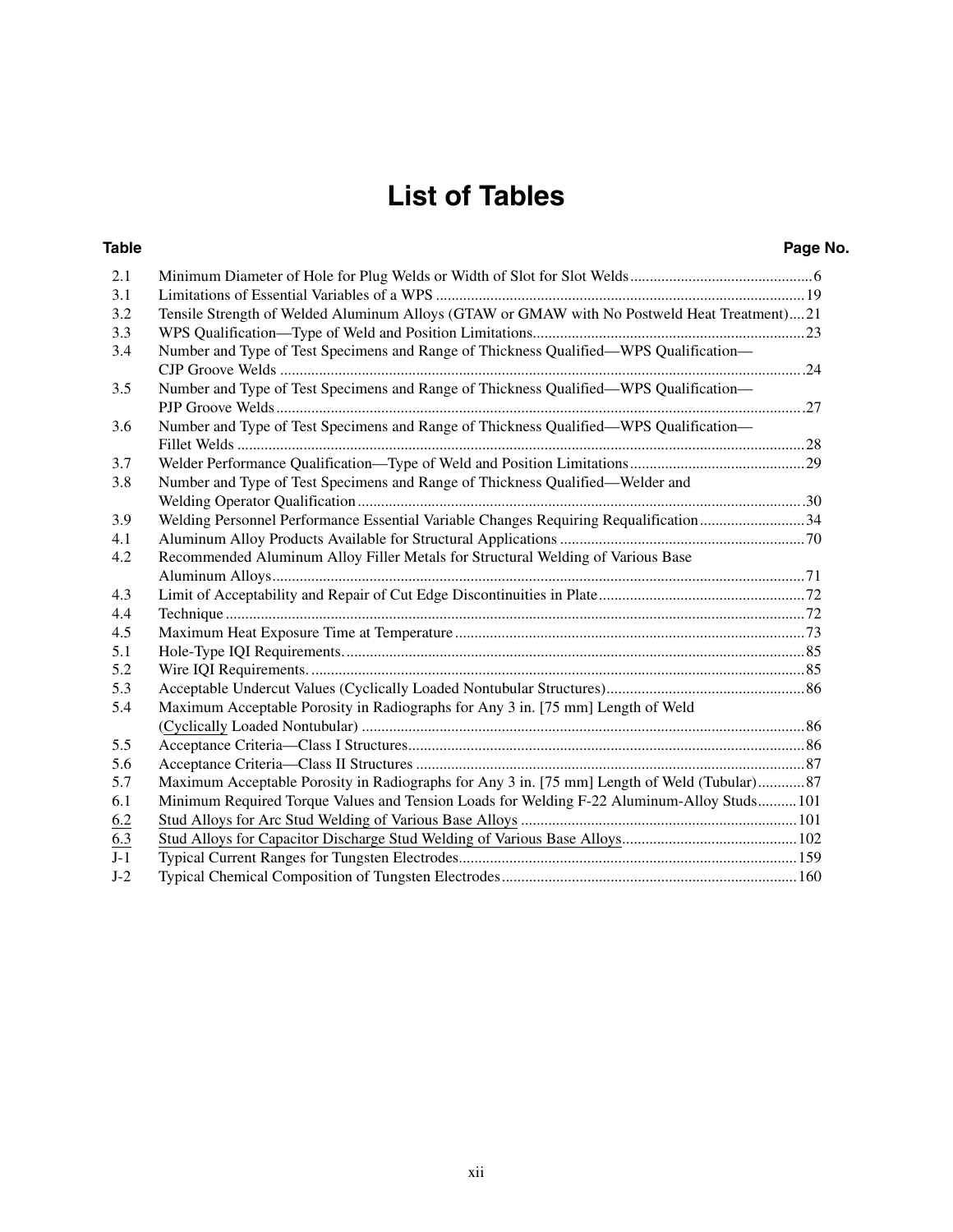# List of Tables

| Table | | Page No. |
|---|---|---|
| 2.1 | Minimum Diameter of Hole for Plug Welds or Width of Slot for Slot Welds | 6 |
| 3.1 | Limitations of Essential Variables of a WPS | 19 |
| 3.2 | Tensile Strength of Welded Aluminum Alloys (GTAW or GMAW with No Postweld Heat Treatment) | 21 |
| 3.3 | WPS Qualification—Type of Weld and Position Limitations | 23 |
| 3.4 | Number and Type of Test Specimens and Range of Thickness Qualified—WPS Qualification—CJP Groove Welds | 24 |
| 3.5 | Number and Type of Test Specimens and Range of Thickness Qualified—WPS Qualification—PJP Groove Welds | 27 |
| 3.6 | Number and Type of Test Specimens and Range of Thickness Qualified—WPS Qualification—Fillet Welds | 28 |
| 3.7 | Welder Performance Qualification—Type of Weld and Position Limitations | 29 |
| 3.8 | Number and Type of Test Specimens and Range of Thickness Qualified—Welder and Welding Operator Qualification | 30 |
| 3.9 | Welding Personnel Performance Essential Variable Changes Requiring Requalification | 34 |
| 4.1 | Aluminum Alloy Products Available for Structural Applications | 70 |
| 4.2 | Recommended Aluminum Alloy Filler Metals for Structural Welding of Various Base Aluminum Alloys | 71 |
| 4.3 | Limit of Acceptability and Repair of Cut Edge Discontinuities in Plate | 72 |
| 4.4 | Technique | 72 |
| 4.5 | Maximum Heat Exposure Time at Temperature | 73 |
| 5.1 | Hole-Type IQI Requirements. | 85 |
| 5.2 | Wire IQI Requirements. | 85 |
| 5.3 | Acceptable Undercut Values (Cyclically Loaded Nontubular Structures) | 86 |
| 5.4 | Maximum Acceptable Porosity in Radiographs for Any 3 in. [75 mm] Length of Weld (Cyclically Loaded Nontubular) | 86 |
| 5.5 | Acceptance Criteria—Class I Structures | 86 |
| 5.6 | Acceptance Criteria—Class II Structures | 87 |
| 5.7 | Maximum Acceptable Porosity in Radiographs for Any 3 in. [75 mm] Length of Weld (Tubular) | 87 |
| 6.1 | Minimum Required Torque Values and Tension Loads for Welding F-22 Aluminum-Alloy Studs | 101 |
| 6.2 | Stud Alloys for Arc Stud Welding of Various Base Alloys | 101 |
| 6.3 | Stud Alloys for Capacitor Discharge Stud Welding of Various Base Alloys | 102 |
| J-1 | Typical Current Ranges for Tungsten Electrodes | 159 |
| J-2 | Typical Chemical Composition of Tungsten Electrodes | 160 |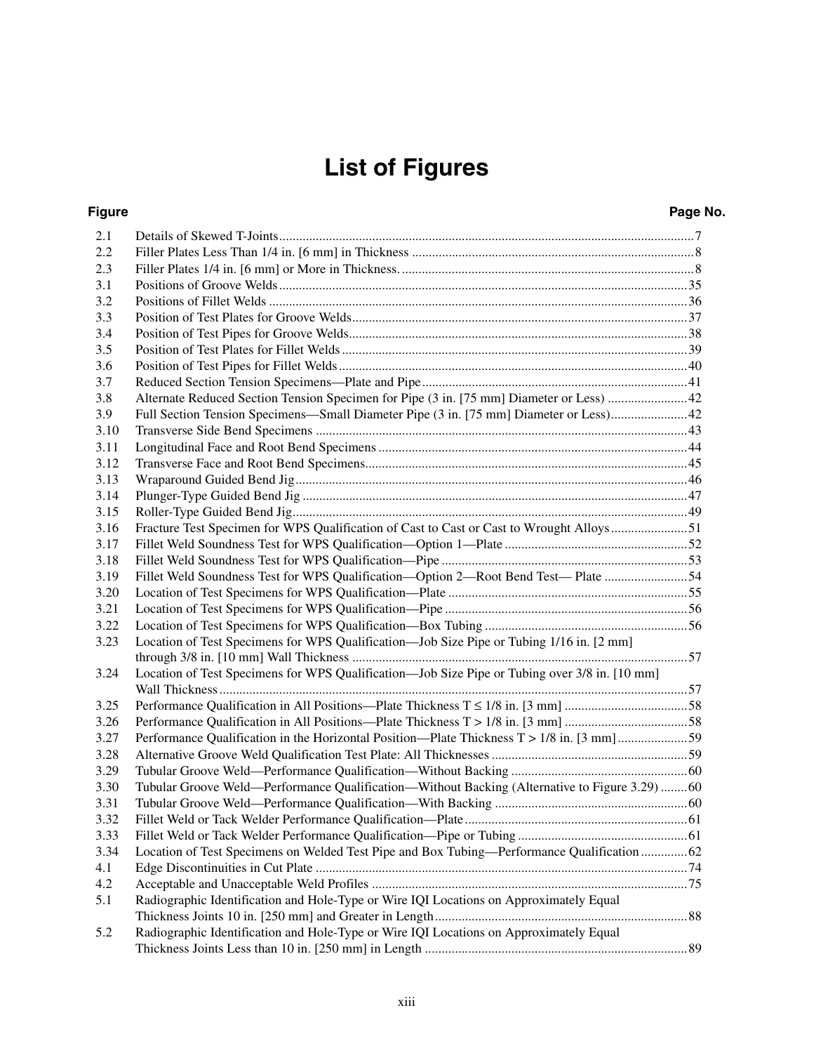# List of Figures

| Figure | | Page No. |
|---|---|---|
| 2.1 | Details of Skewed T-Joints | 7 |
| 2.2 | Filler Plates Less Than 1/4 in. [6 mm] in Thickness | 8 |
| 2.3 | Filler Plates 1/4 in. [6 mm] or More in Thickness. | 8 |
| 3.1 | Positions of Groove Welds | 35 |
| 3.2 | Positions of Fillet Welds | 36 |
| 3.3 | Position of Test Plates for Groove Welds | 37 |
| 3.4 | Position of Test Pipes for Groove Welds | 38 |
| 3.5 | Position of Test Plates for Fillet Welds | 39 |
| 3.6 | Position of Test Pipes for Fillet Welds | 40 |
| 3.7 | Reduced Section Tension Specimens—Plate and Pipe | 41 |
| 3.8 | Alternate Reduced Section Tension Specimen for Pipe (3 in. [75 mm] Diameter or Less) | 42 |
| 3.9 | Full Section Tension Specimens—Small Diameter Pipe (3 in. [75 mm] Diameter or Less) | 42 |
| 3.10 | Transverse Side Bend Specimens | 43 |
| 3.11 | Longitudinal Face and Root Bend Specimens | 44 |
| 3.12 | Transverse Face and Root Bend Specimens | 45 |
| 3.13 | Wraparound Guided Bend Jig | 46 |
| 3.14 | Plunger-Type Guided Bend Jig | 47 |
| 3.15 | Roller-Type Guided Bend Jig | 49 |
| 3.16 | Fracture Test Specimen for WPS Qualification of Cast to Cast or Cast to Wrought Alloys | 51 |
| 3.17 | Fillet Weld Soundness Test for WPS Qualification—Option 1—Plate | 52 |
| 3.18 | Fillet Weld Soundness Test for WPS Qualification—Pipe | 53 |
| 3.19 | Fillet Weld Soundness Test for WPS Qualification—Option 2—Root Bend Test— Plate | 54 |
| 3.20 | Location of Test Specimens for WPS Qualification—Plate | 55 |
| 3.21 | Location of Test Specimens for WPS Qualification—Pipe | 56 |
| 3.22 | Location of Test Specimens for WPS Qualification—Box Tubing | 56 |
| 3.23 | Location of Test Specimens for WPS Qualification—Job Size Pipe or Tubing 1/16 in. [2 mm] through 3/8 in. [10 mm] Wall Thickness | 57 |
| 3.24 | Location of Test Specimens for WPS Qualification—Job Size Pipe or Tubing over 3/8 in. [10 mm] Wall Thickness | 57 |
| 3.25 | Performance Qualification in All Positions—Plate Thickness $T \leq 1/8$ in. [3 mm] | 58 |
| 3.26 | Performance Qualification in All Positions—Plate Thickness $T > 1/8$ in. [3 mm] | 58 |
| 3.27 | Performance Qualification in the Horizontal Position—Plate Thickness $T > 1/8$ in. [3 mm] | 59 |
| 3.28 | Alternative Groove Weld Qualification Test Plate: All Thicknesses | 59 |
| 3.29 | Tubular Groove Weld—Performance Qualification—Without Backing | 60 |
| 3.30 | Tubular Groove Weld—Performance Qualification—Without Backing (Alternative to Figure 3.29) | 60 |
| 3.31 | Tubular Groove Weld—Performance Qualification—With Backing | 60 |
| 3.32 | Fillet Weld or Tack Welder Performance Qualification—Plate | 61 |
| 3.33 | Fillet Weld or Tack Welder Performance Qualification—Pipe or Tubing | 61 |
| 3.34 | Location of Test Specimens on Welded Test Pipe and Box Tubing—Performance Qualification | 62 |
| 4.1 | Edge Discontinuities in Cut Plate | 74 |
| 4.2 | Acceptable and Unacceptable Weld Profiles | 75 |
| 5.1 | Radiographic Identification and Hole-Type or Wire IQI Locations on Approximately Equal Thickness Joints 10 in. [250 mm] and Greater in Length | 88 |
| 5.2 | Radiographic Identification and Hole-Type or Wire IQI Locations on Approximately Equal Thickness Joints Less than 10 in. [250 mm] in Length | 89 |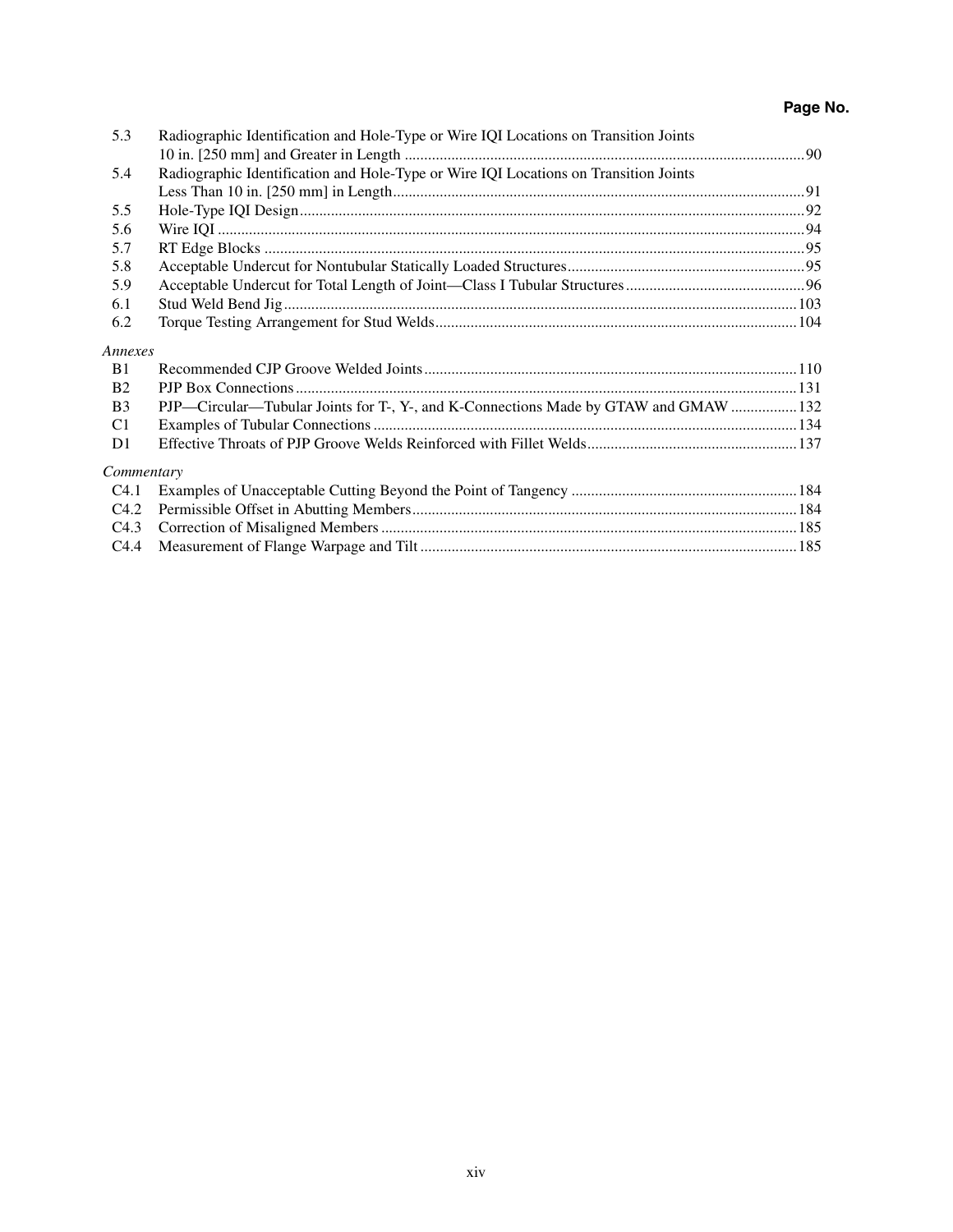| | | Page No. |
|---|---|---|
| 5.3 | Radiographic Identification and Hole-Type or Wire IQI Locations on Transition Joints 10 in. [250 mm] and Greater in Length | 90 |
| 5.4 | Radiographic Identification and Hole-Type or Wire IQI Locations on Transition Joints Less Than 10 in. [250 mm] in Length | 91 |
| 5.5 | Hole-Type IQI Design | 92 |
| 5.6 | Wire IQI | 94 |
| 5.7 | RT Edge Blocks | 95 |
| 5.8 | Acceptable Undercut for Nontubular Statically Loaded Structures | 95 |
| 5.9 | Acceptable Undercut for Total Length of Joint—Class I Tubular Structures | 96 |
| 6.1 | Stud Weld Bend Jig | 103 |
| 6.2 | Torque Testing Arrangement for Stud Welds | 104 |
| *Annexes* | | |
| B1 | Recommended CJP Groove Welded Joints | 110 |
| B2 | PJP Box Connections | 131 |
| B3 | PJP—Circular—Tubular Joints for T-, Y-, and K-Connections Made by GTAW and GMAW | 132 |
| C1 | Examples of Tubular Connections | 134 |
| D1 | Effective Throats of PJP Groove Welds Reinforced with Fillet Welds | 137 |
| *Commentary* | | |
| C4.1 | Examples of Unacceptable Cutting Beyond the Point of Tangency | 184 |
| C4.2 | Permissible Offset in Abutting Members | 184 |
| C4.3 | Correction of Misaligned Members | 185 |
| C4.4 | Measurement of Flange Warpage and Tilt | 185 |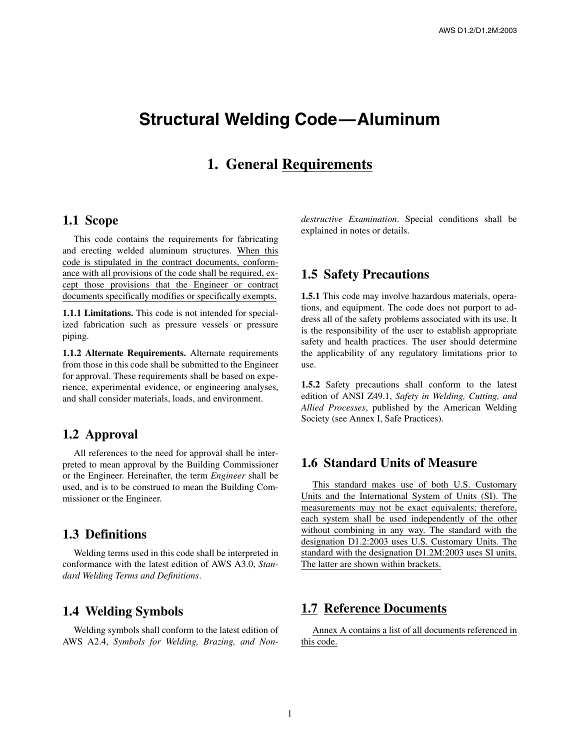# Structural Welding Code—Aluminum

## 1. General Requirements

### 1.1 Scope

This code contains the requirements for fabricating and erecting welded aluminum structures. When this code is stipulated in the contract documents, conformance with all provisions of the code shall be required, except those provisions that the Engineer or contract documents specifically modifies or specifically exempts.

**1.1.1 Limitations.** This code is not intended for specialized fabrication such as pressure vessels or pressure piping.

**1.1.2 Alternate Requirements.** Alternate requirements from those in this code shall be submitted to the Engineer for approval. These requirements shall be based on experience, experimental evidence, or engineering analyses, and shall consider materials, loads, and environment.

### 1.2 Approval

All references to the need for approval shall be interpreted to mean approval by the Building Commissioner or the Engineer. Hereinafter, the term *Engineer* shall be used, and is to be construed to mean the Building Commissioner or the Engineer.

### 1.3 Definitions

Welding terms used in this code shall be interpreted in conformance with the latest edition of AWS A3.0, *Standard Welding Terms and Definitions*.

### 1.4 Welding Symbols

Welding symbols shall conform to the latest edition of AWS A2.4, *Symbols for Welding, Brazing, and Nondestructive Examination*. Special conditions shall be explained in notes or details.

### 1.5 Safety Precautions

**1.5.1** This code may involve hazardous materials, operations, and equipment. The code does not purport to address all of the safety problems associated with its use. It is the responsibility of the user to establish appropriate safety and health practices. The user should determine the applicability of any regulatory limitations prior to use.

**1.5.2** Safety precautions shall conform to the latest edition of ANSI Z49.1, *Safety in Welding, Cutting, and Allied Processes*, published by the American Welding Society (see Annex I, Safe Practices).

### 1.6 Standard Units of Measure

This standard makes use of both U.S. Customary Units and the International System of Units (SI). The measurements may not be exact equivalents; therefore, each system shall be used independently of the other without combining in any way. The standard with the designation D1.2:2003 uses U.S. Customary Units. The standard with the designation D1.2M:2003 uses SI units. The latter are shown within brackets.

### 1.7 Reference Documents

Annex A contains a list of all documents referenced in this code.